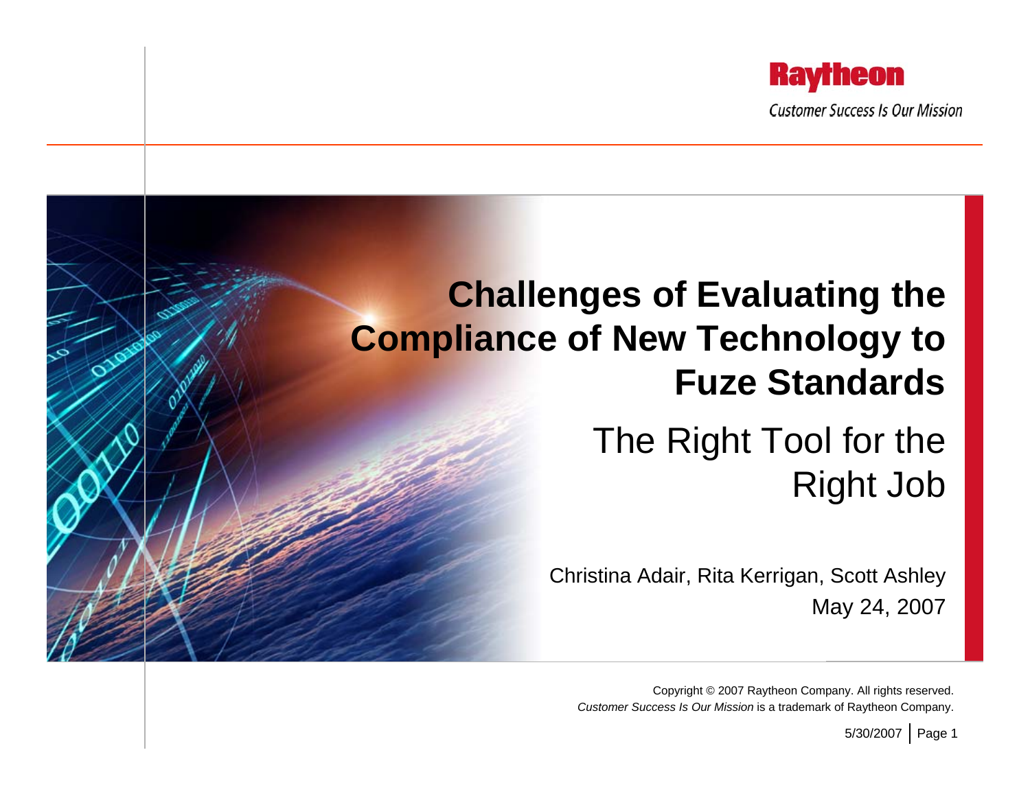Raytheon

*Customer Success Is Our Mission*

# Challenges of Evaluating the Compliance of New Technology to Fuze Standards

## The Right Tool for the Right Job

Christina Adair, Rita Kerrigan, Scott Ashley

May 24, 2007

Copyright © 2007 Raytheon Company. All rights reserved.
*Customer Success Is Our Mission* is a trademark of Raytheon Company.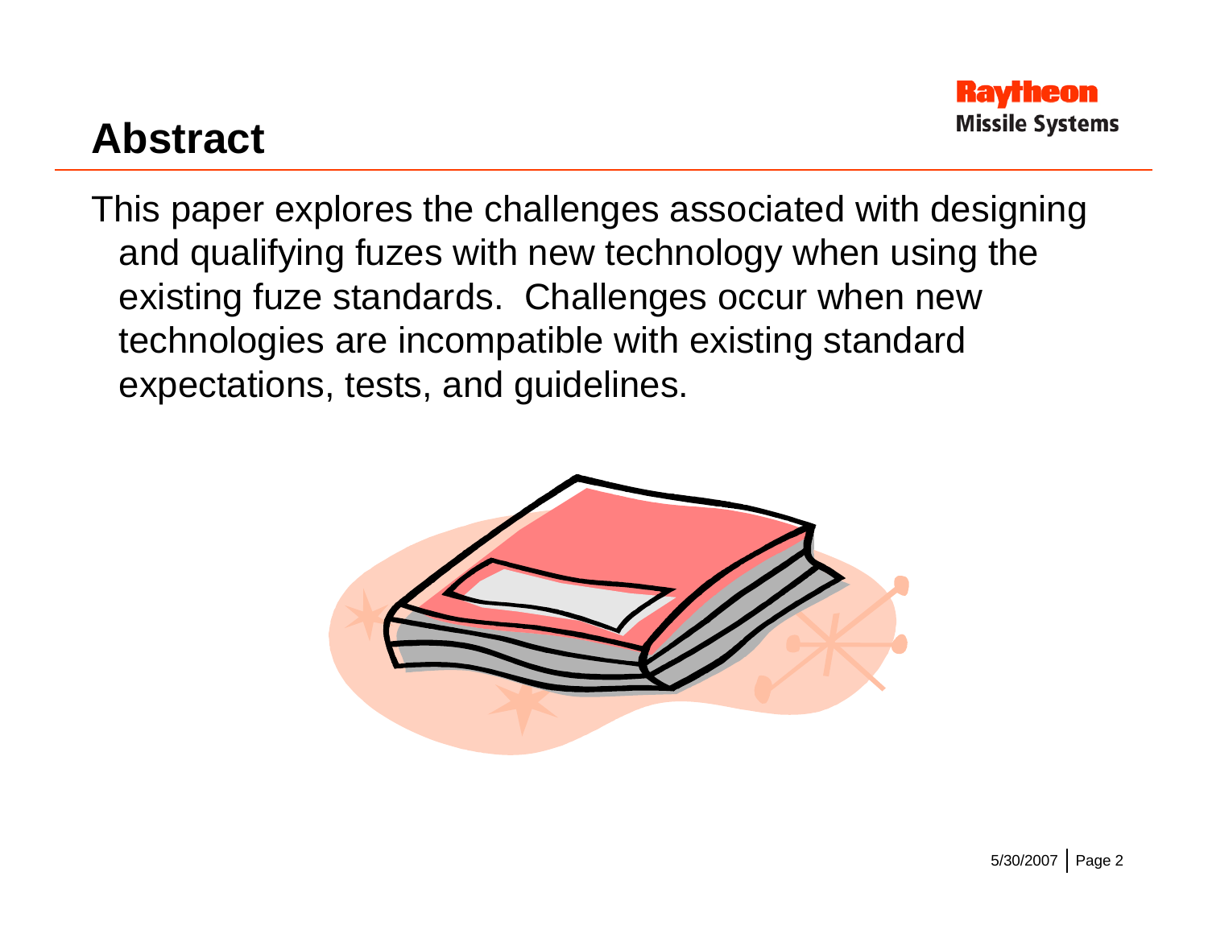# Abstract

This paper explores the challenges associated with designing and qualifying fuzes with new technology when using the existing fuze standards. Challenges occur when new technologies are incompatible with existing standard expectations, tests, and guidelines.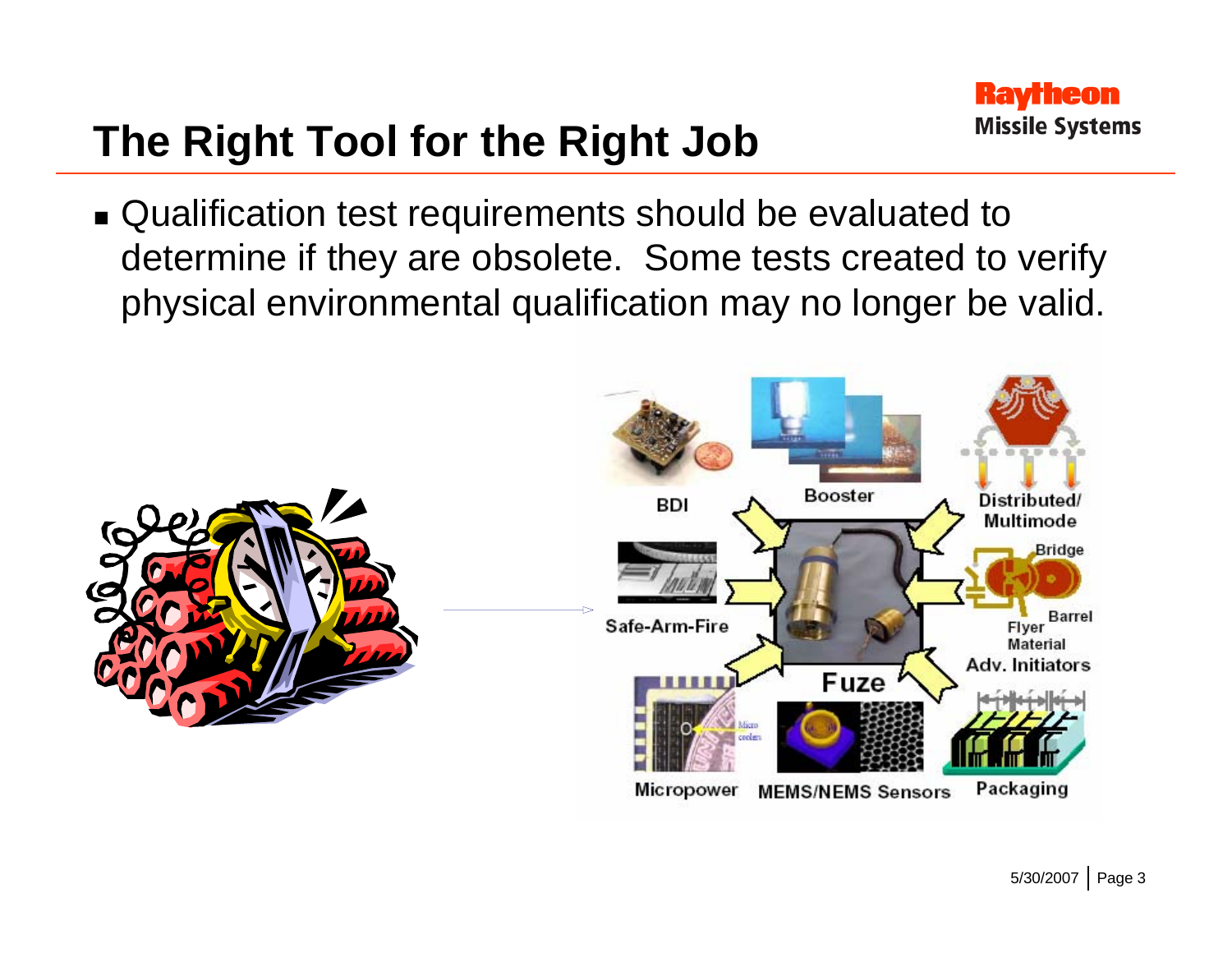# The Right Tool for the Right Job

- Qualification test requirements should be evaluated to determine if they are obsolete. Some tests created to verify physical environmental qualification may no longer be valid.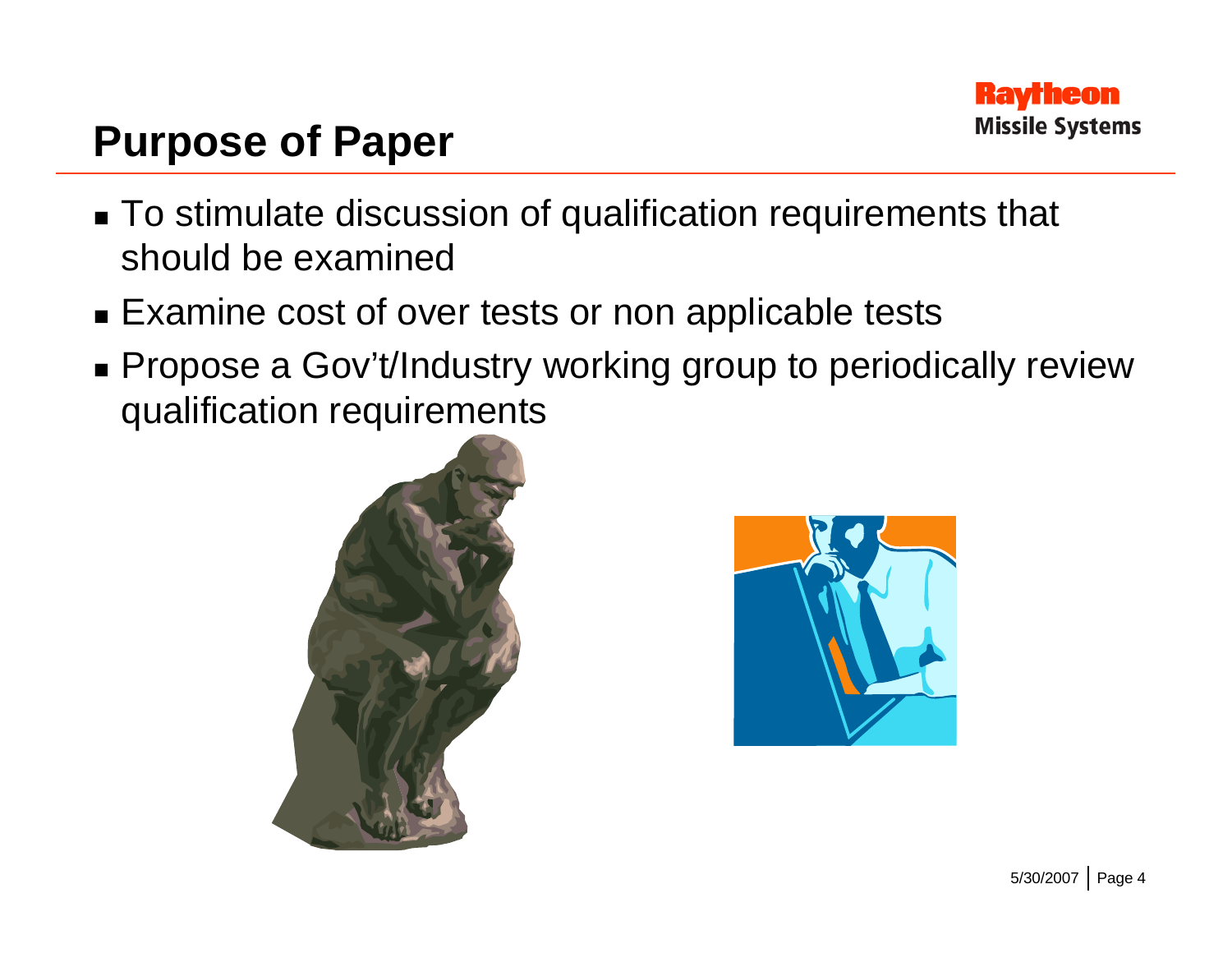# Purpose of Paper

- To stimulate discussion of qualification requirements that should be examined
- Examine cost of over tests or non applicable tests
- Propose a Gov't/Industry working group to periodically review qualification requirements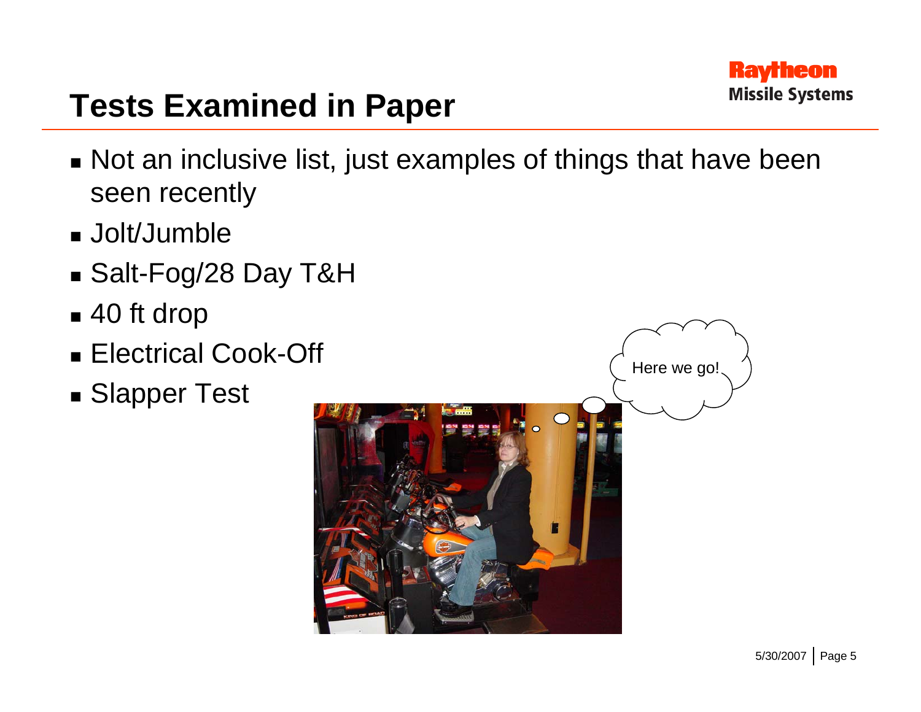# Tests Examined in Paper

- Not an inclusive list, just examples of things that have been seen recently
- Jolt/Jumble
- Salt-Fog/28 Day T&H
- 40 ft drop
- Electrical Cook-Off
- Slapper Test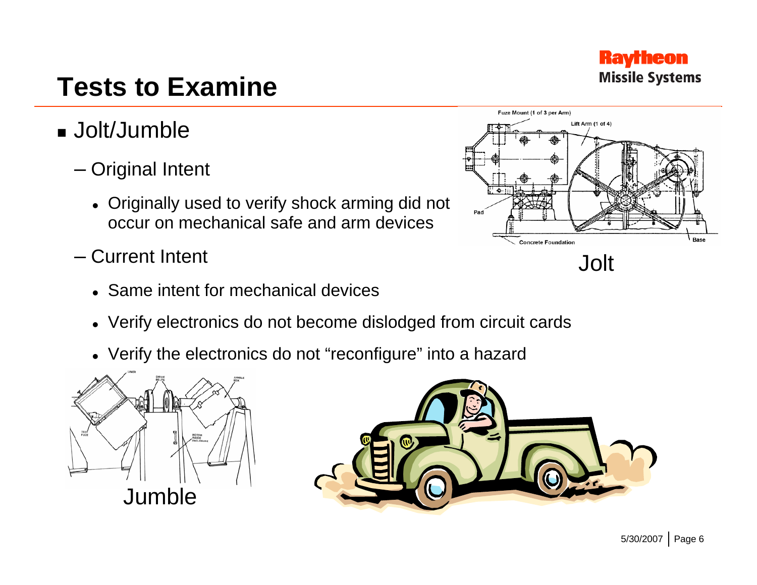# Tests to Examine

- Jolt/Jumble
  - Original Intent
    - Originally used to verify shock arming did not occur on mechanical safe and arm devices
  - Current Intent
    - Same intent for mechanical devices
    - Verify electronics do not become dislodged from circuit cards
    - Verify the electronics do not "reconfigure" into a hazard

Jolt

Jumble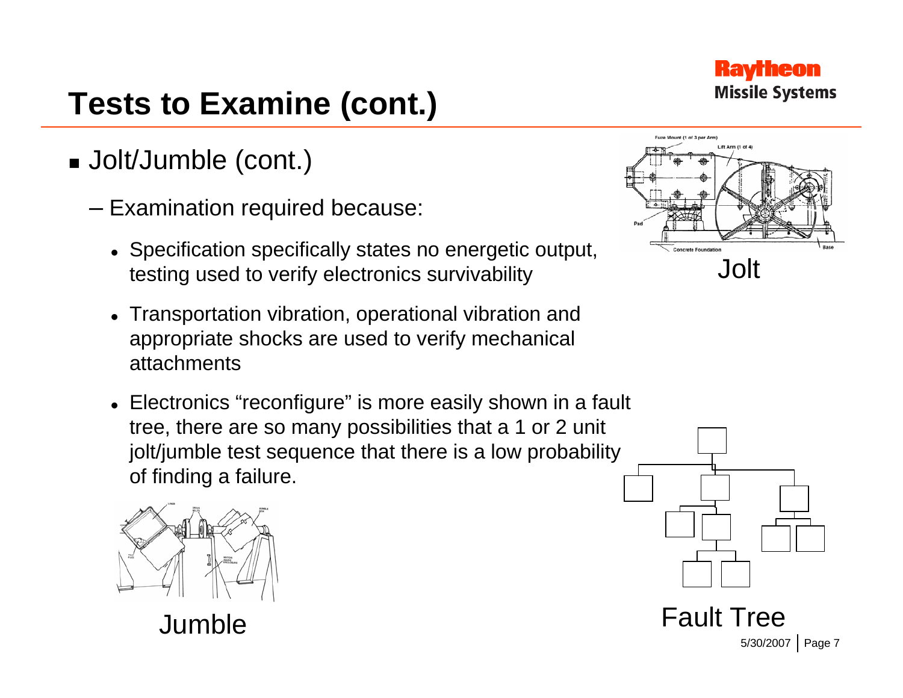# Tests to Examine (cont.)

- Jolt/Jumble (cont.)
  - Examination required because:
    - Specification specifically states no energetic output, testing used to verify electronics survivability
    - Transportation vibration, operational vibration and appropriate shocks are used to verify mechanical attachments
    - Electronics "reconfigure" is more easily shown in a fault tree, there are so many possibilities that a 1 or 2 unit jolt/jumble test sequence that there is a low probability of finding a failure.

Jolt

Jumble

Fault Tree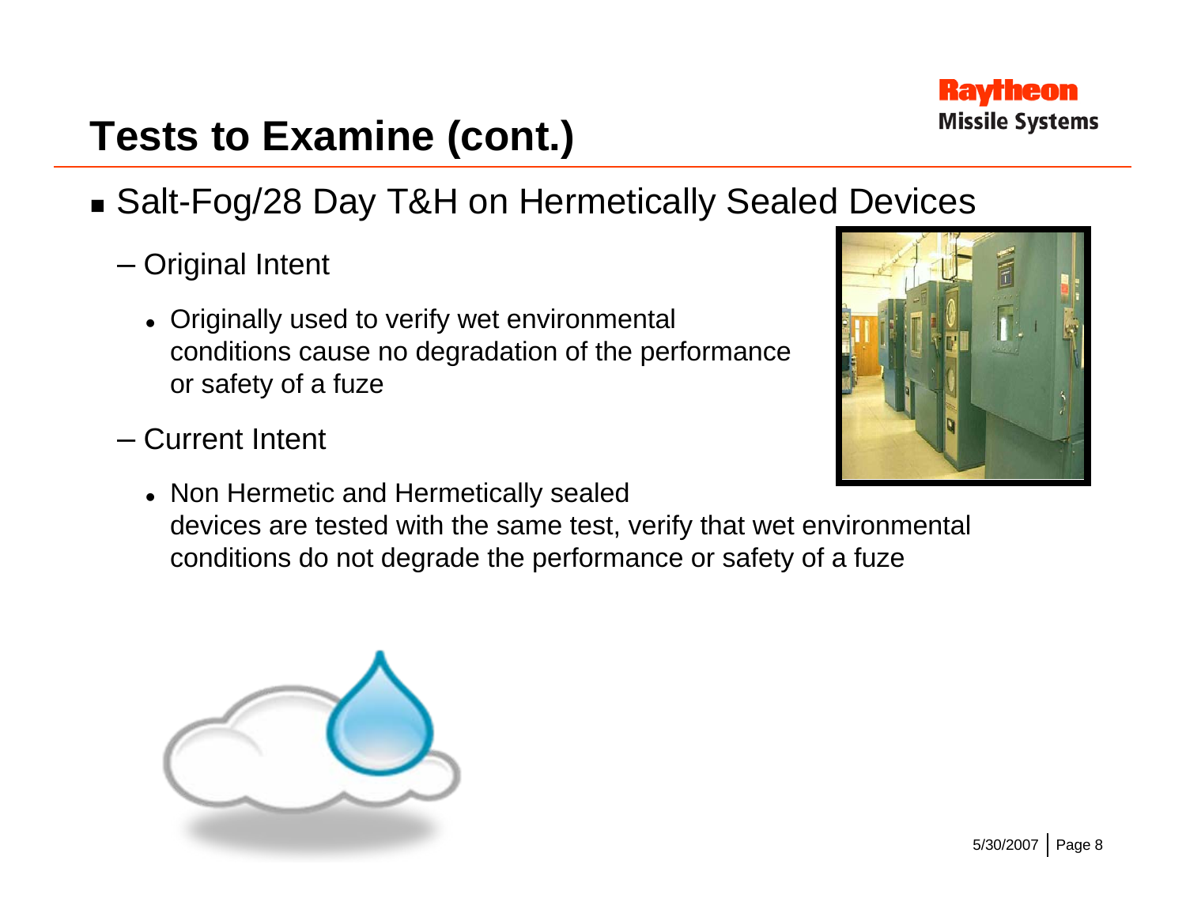# Tests to Examine (cont.)

- Salt-Fog/28 Day T&H on Hermetically Sealed Devices
  - Original Intent
    - Originally used to verify wet environmental conditions cause no degradation of the performance or safety of a fuze
  - Current Intent
    - Non Hermetic and Hermetically sealed devices are tested with the same test, verify that wet environmental conditions do not degrade the performance or safety of a fuze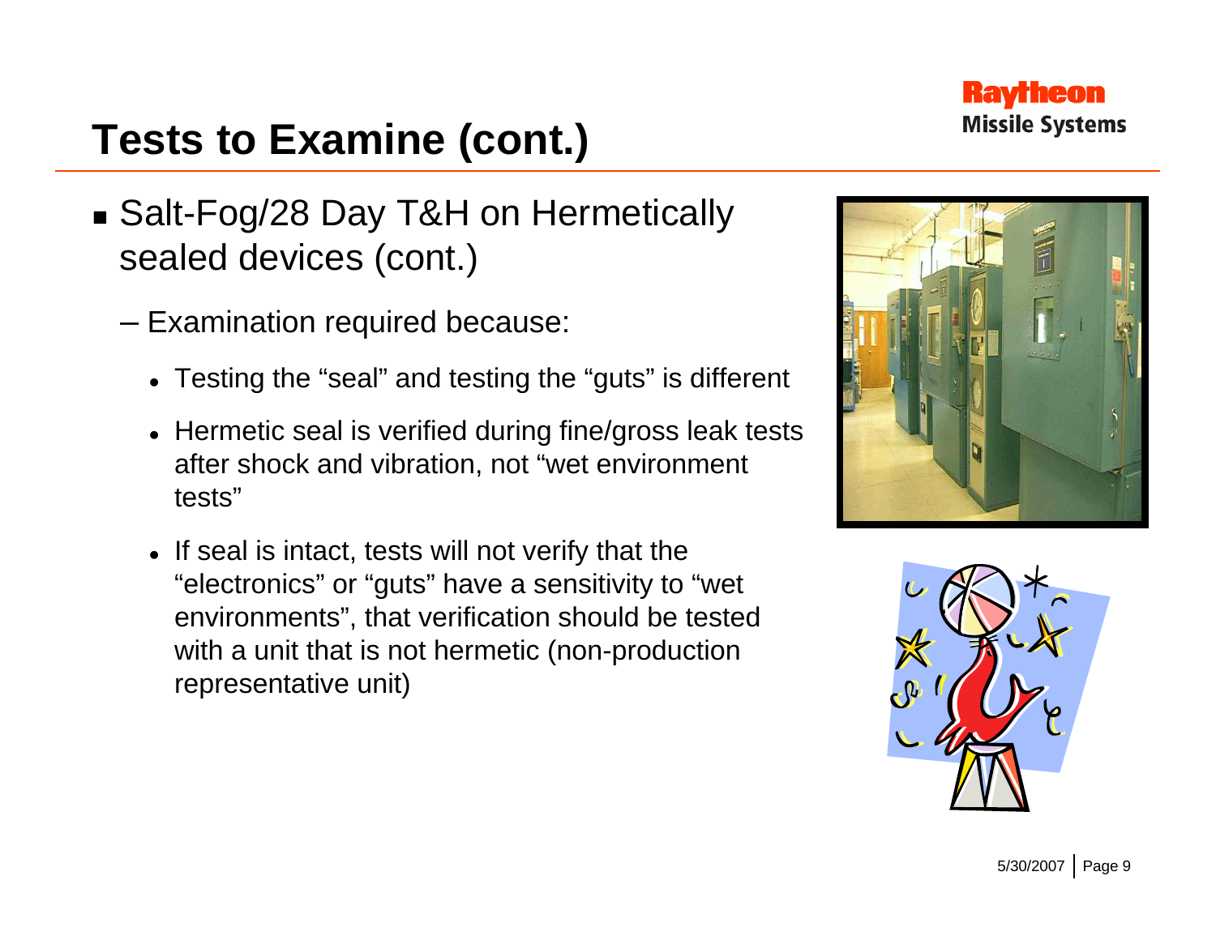# Tests to Examine (cont.)

- Salt-Fog/28 Day T&H on Hermetically sealed devices (cont.)
  - Examination required because:
    - Testing the "seal" and testing the "guts" is different
    - Hermetic seal is verified during fine/gross leak tests after shock and vibration, not "wet environment tests"
    - If seal is intact, tests will not verify that the "electronics" or "guts" have a sensitivity to "wet environments", that verification should be tested with a unit that is not hermetic (non-production representative unit)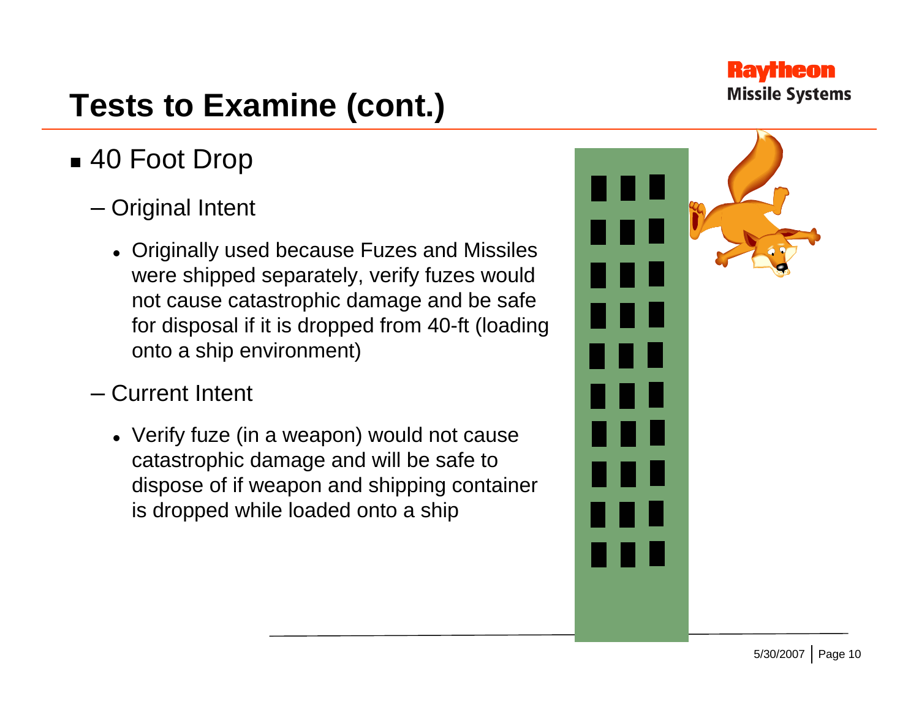# Tests to Examine (cont.)

- 40 Foot Drop
  - Original Intent
    - Originally used because Fuzes and Missiles were shipped separately, verify fuzes would not cause catastrophic damage and be safe for disposal if it is dropped from 40-ft (loading onto a ship environment)
  - Current Intent
    - Verify fuze (in a weapon) would not cause catastrophic damage and will be safe to dispose of if weapon and shipping container is dropped while loaded onto a ship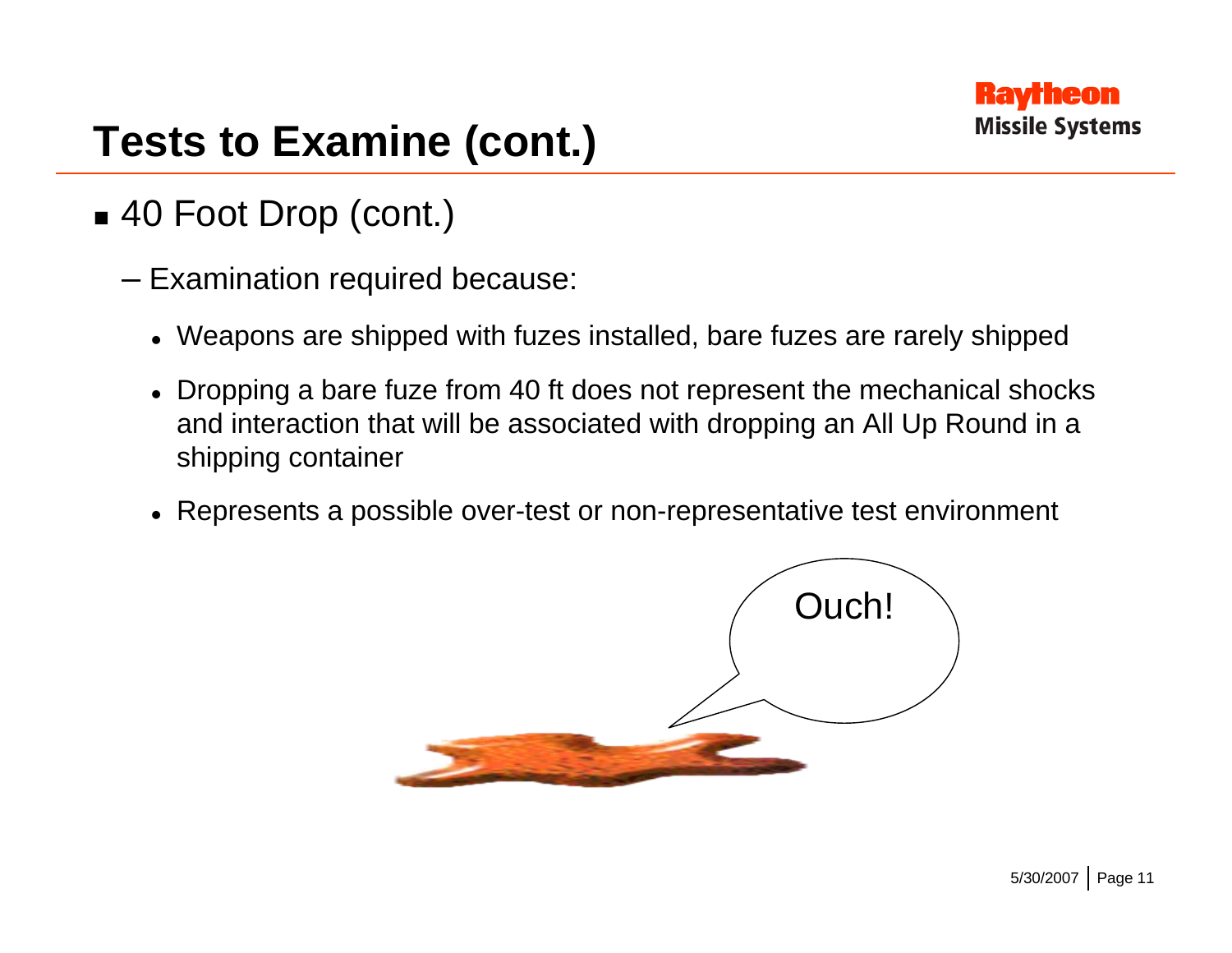# Tests to Examine (cont.)

- 40 Foot Drop (cont.)
  - Examination required because:
    - Weapons are shipped with fuzes installed, bare fuzes are rarely shipped
    - Dropping a bare fuze from 40 ft does not represent the mechanical shocks and interaction that will be associated with dropping an All Up Round in a shipping container
    - Represents a possible over-test or non-representative test environment

Ouch!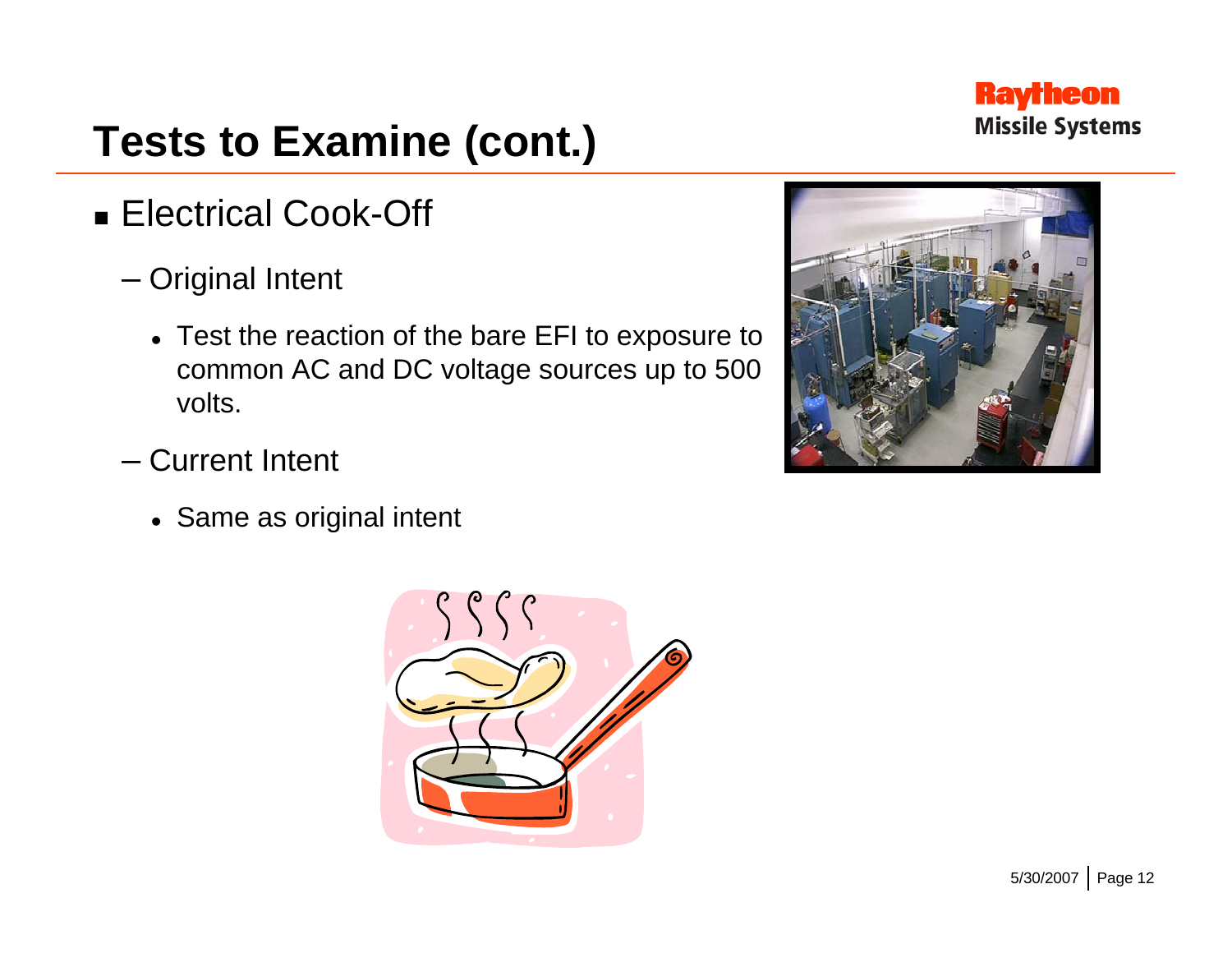# Tests to Examine (cont.)

- Electrical Cook-Off
  - Original Intent
    - Test the reaction of the bare EFI to exposure to common AC and DC voltage sources up to 500 volts.
  - Current Intent
    - Same as original intent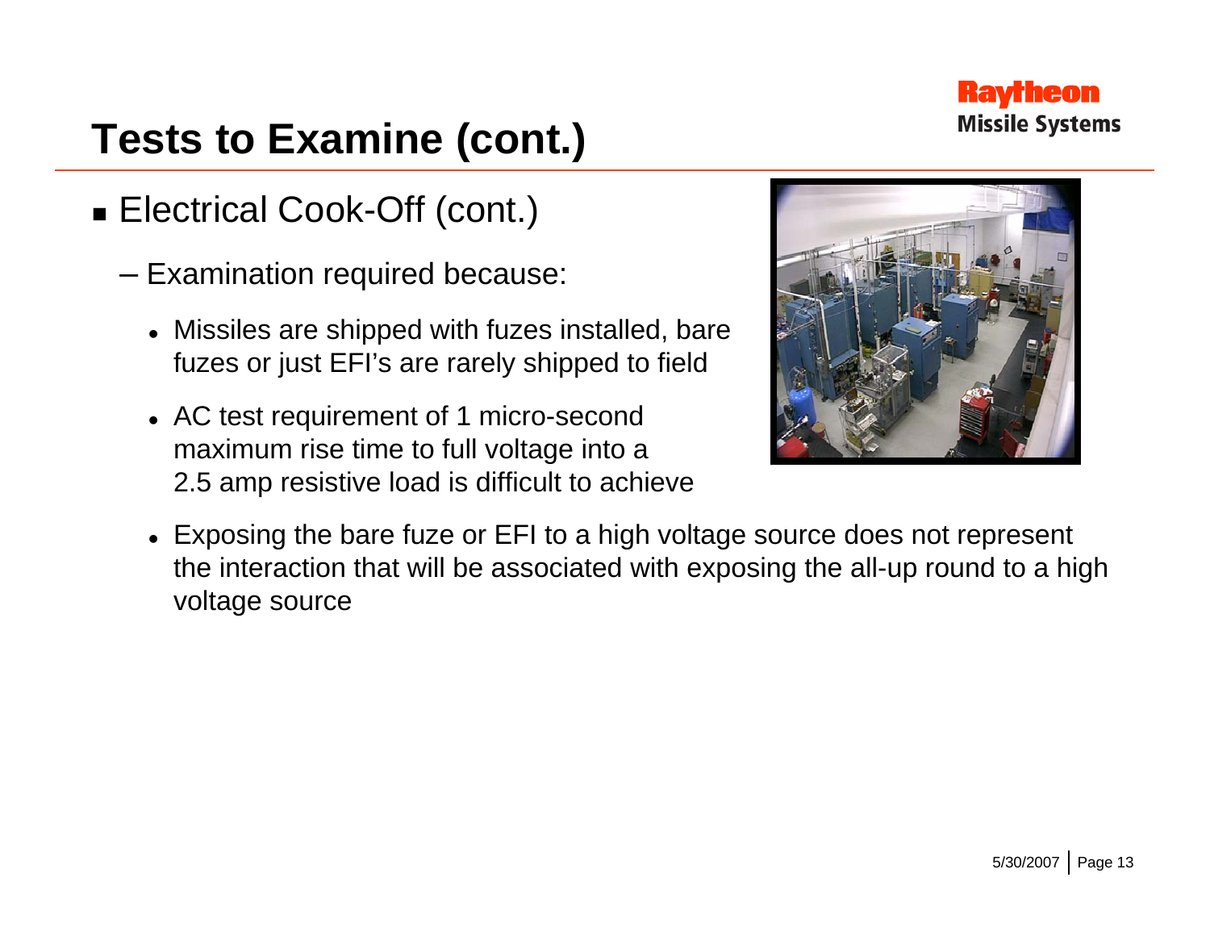# Tests to Examine (cont.)

- Electrical Cook-Off (cont.)
  - Examination required because:
    - Missiles are shipped with fuzes installed, bare fuzes or just EFI's are rarely shipped to field
    - AC test requirement of 1 micro-second maximum rise time to full voltage into a 2.5 amp resistive load is difficult to achieve
    - Exposing the bare fuze or EFI to a high voltage source does not represent the interaction that will be associated with exposing the all-up round to a high voltage source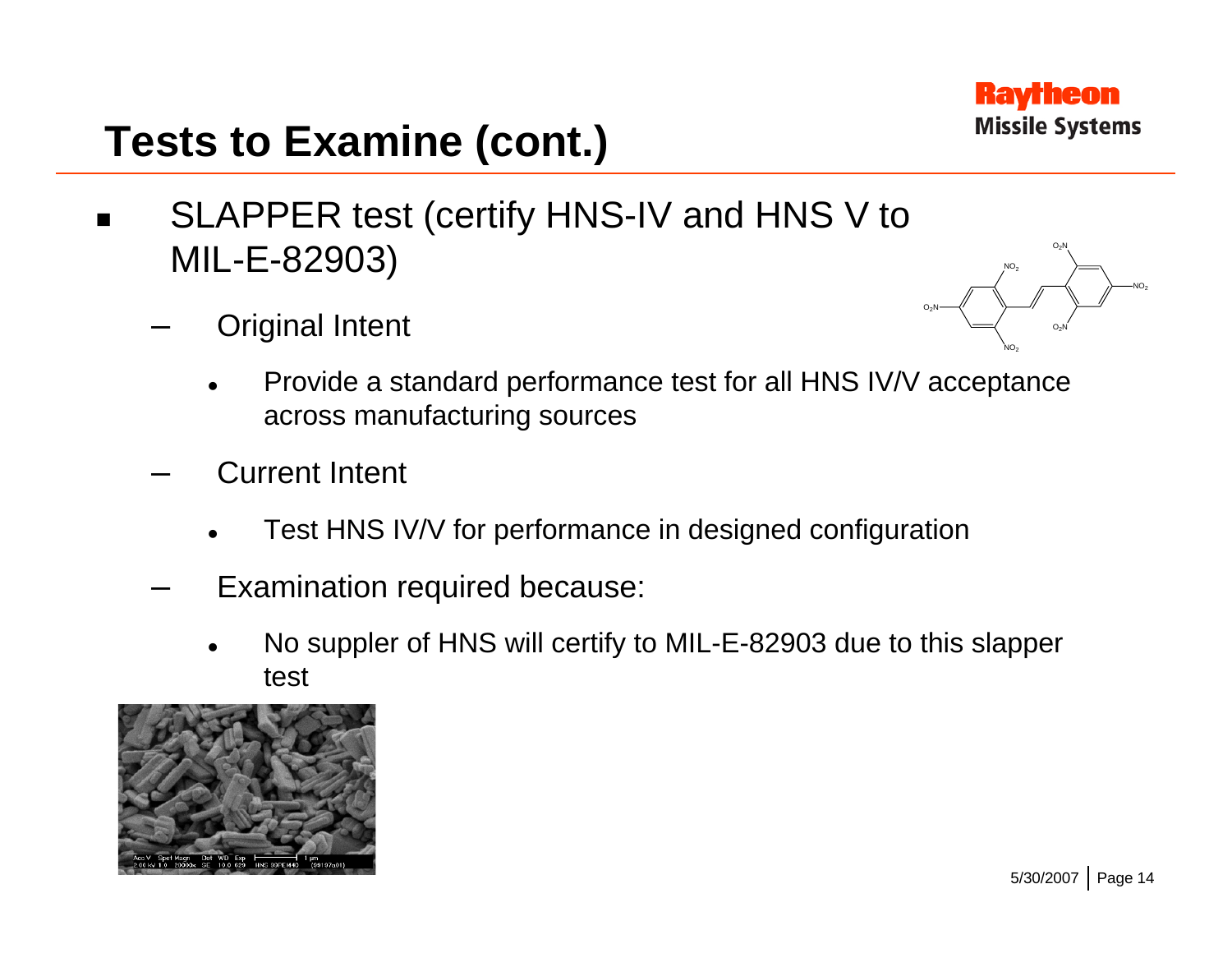# Tests to Examine (cont.)

- SLAPPER test (certify HNS-IV and HNS V to MIL-E-82903)
  - Original Intent
    - Provide a standard performance test for all HNS IV/V acceptance across manufacturing sources
  - Current Intent
    - Test HNS IV/V for performance in designed configuration
  - Examination required because:
    - No suppler of HNS will certify to MIL-E-82903 due to this slapper test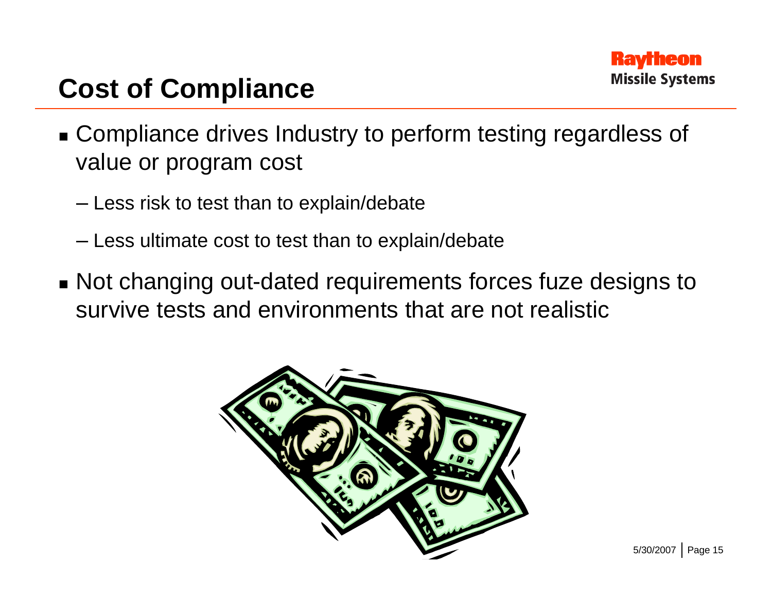# Cost of Compliance

- Compliance drives Industry to perform testing regardless of value or program cost
  - Less risk to test than to explain/debate
  - Less ultimate cost to test than to explain/debate
- Not changing out-dated requirements forces fuze designs to survive tests and environments that are not realistic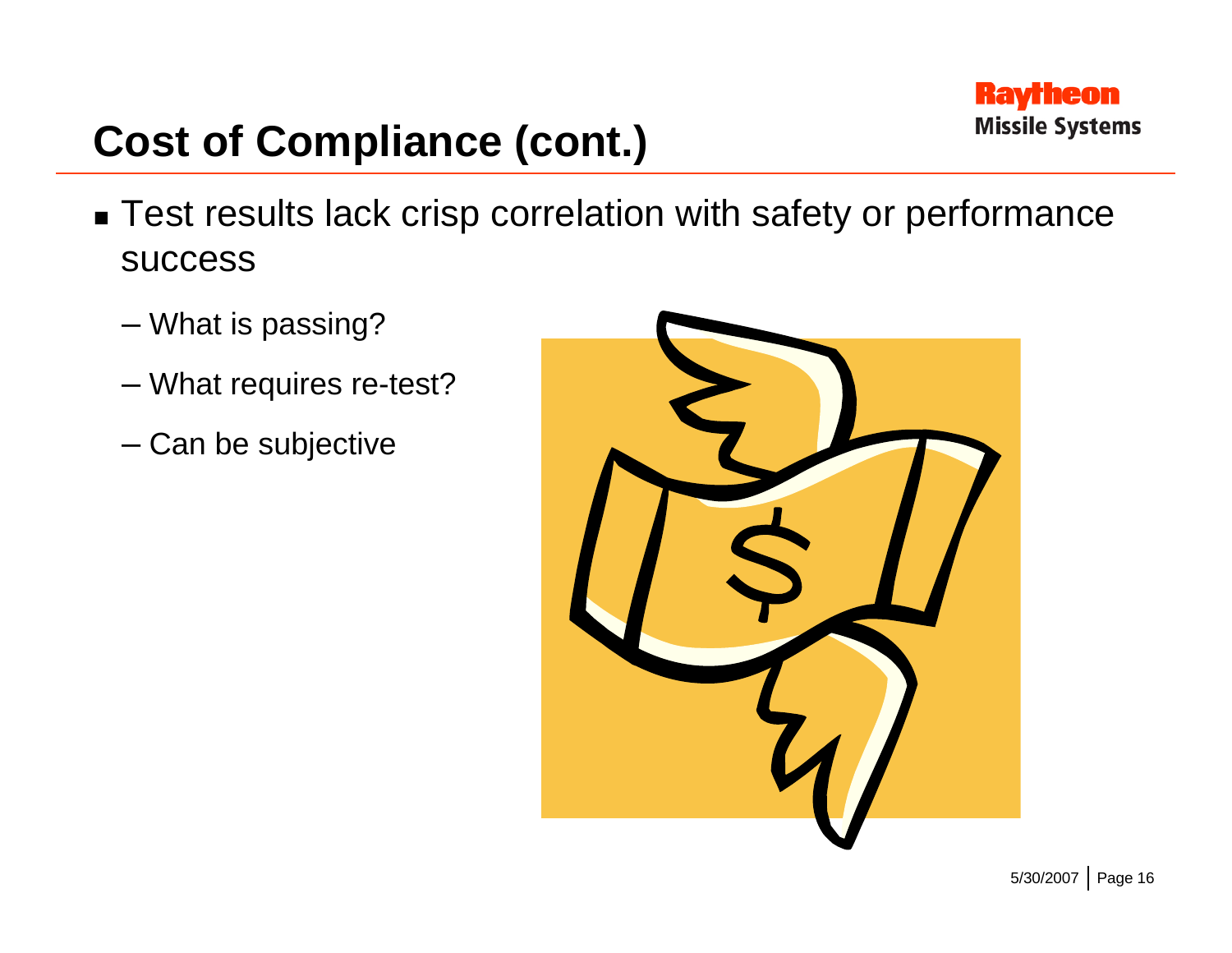# Cost of Compliance (cont.)

- Test results lack crisp correlation with safety or performance success
  - What is passing?
  - What requires re-test?
  - Can be subjective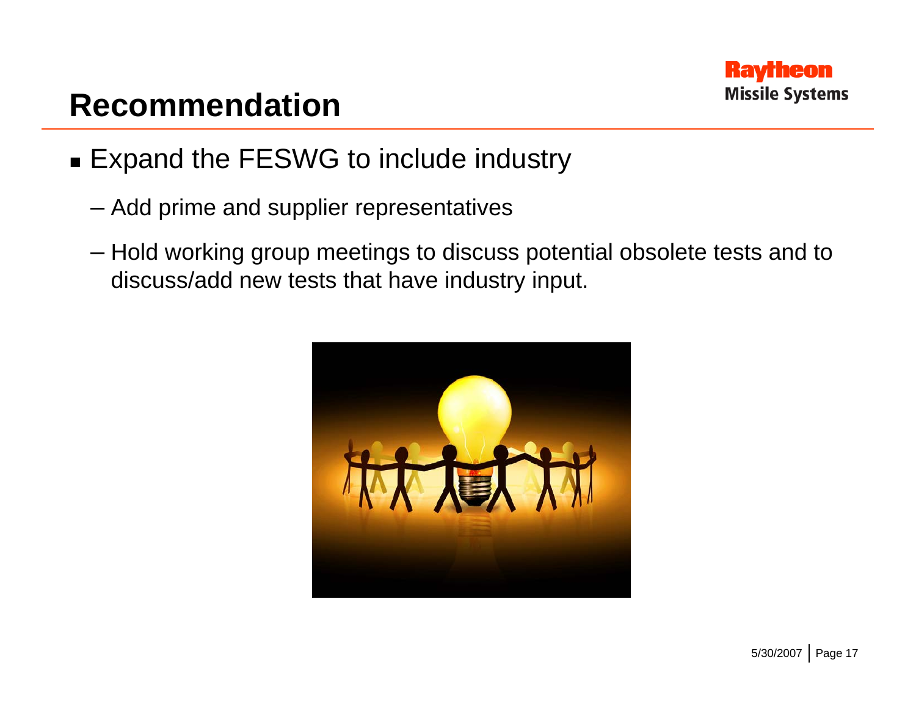# Recommendation

- Expand the FESWG to include industry
  - Add prime and supplier representatives
  - Hold working group meetings to discuss potential obsolete tests and to discuss/add new tests that have industry input.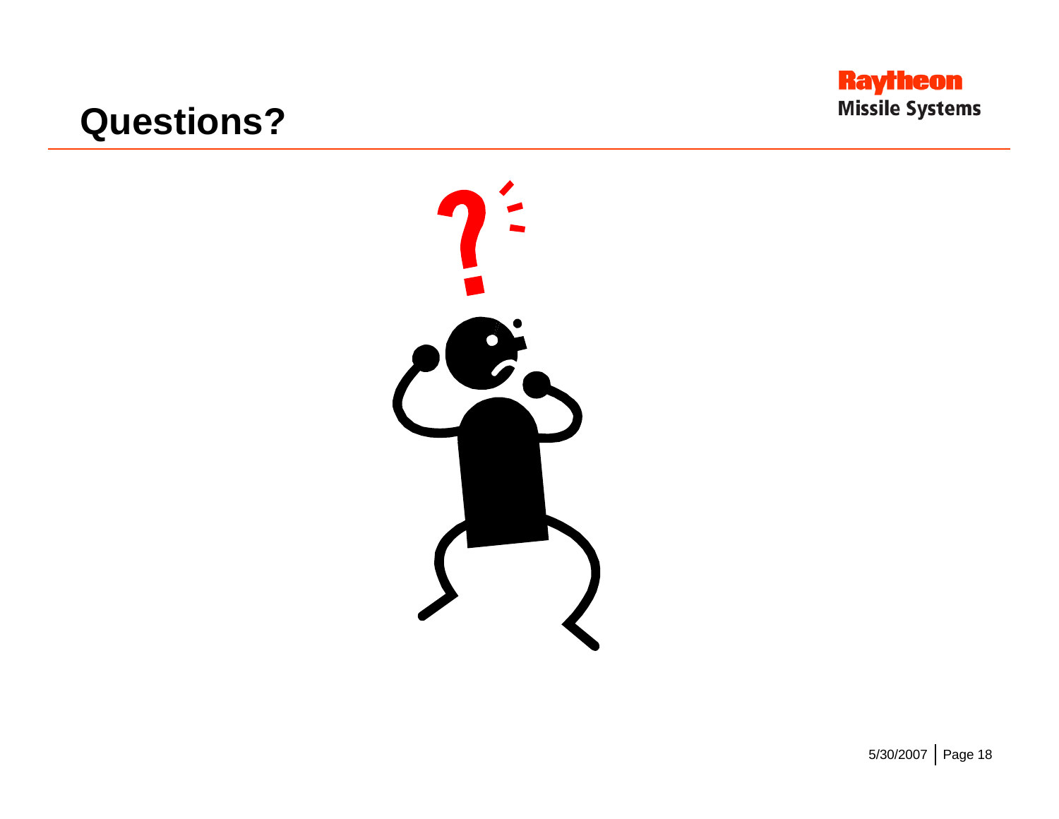# Questions?